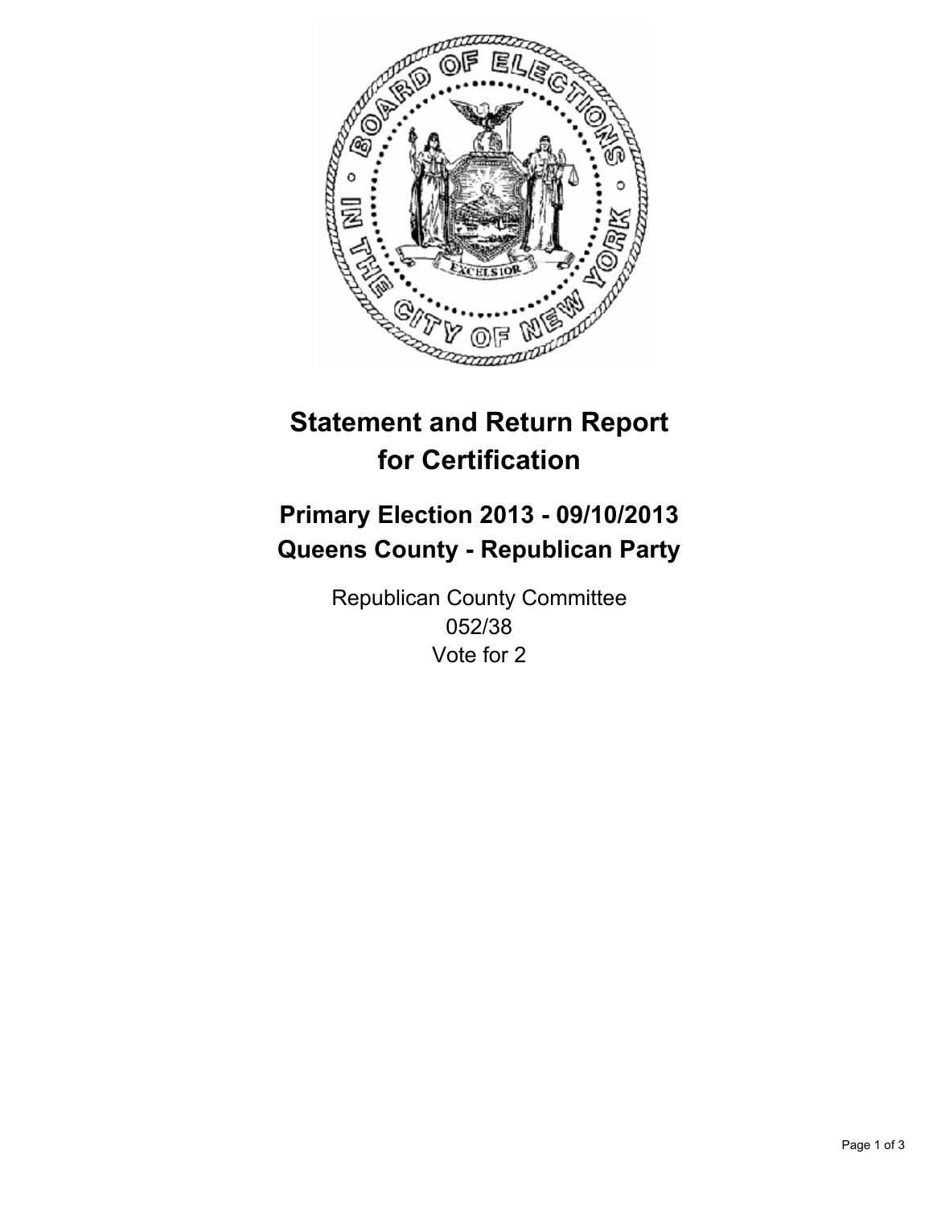# Statement and Return Report for Certification

## Primary Election 2013 - 09/10/2013
## Queens County - Republican Party

Republican County Committee
052/38
Vote for 2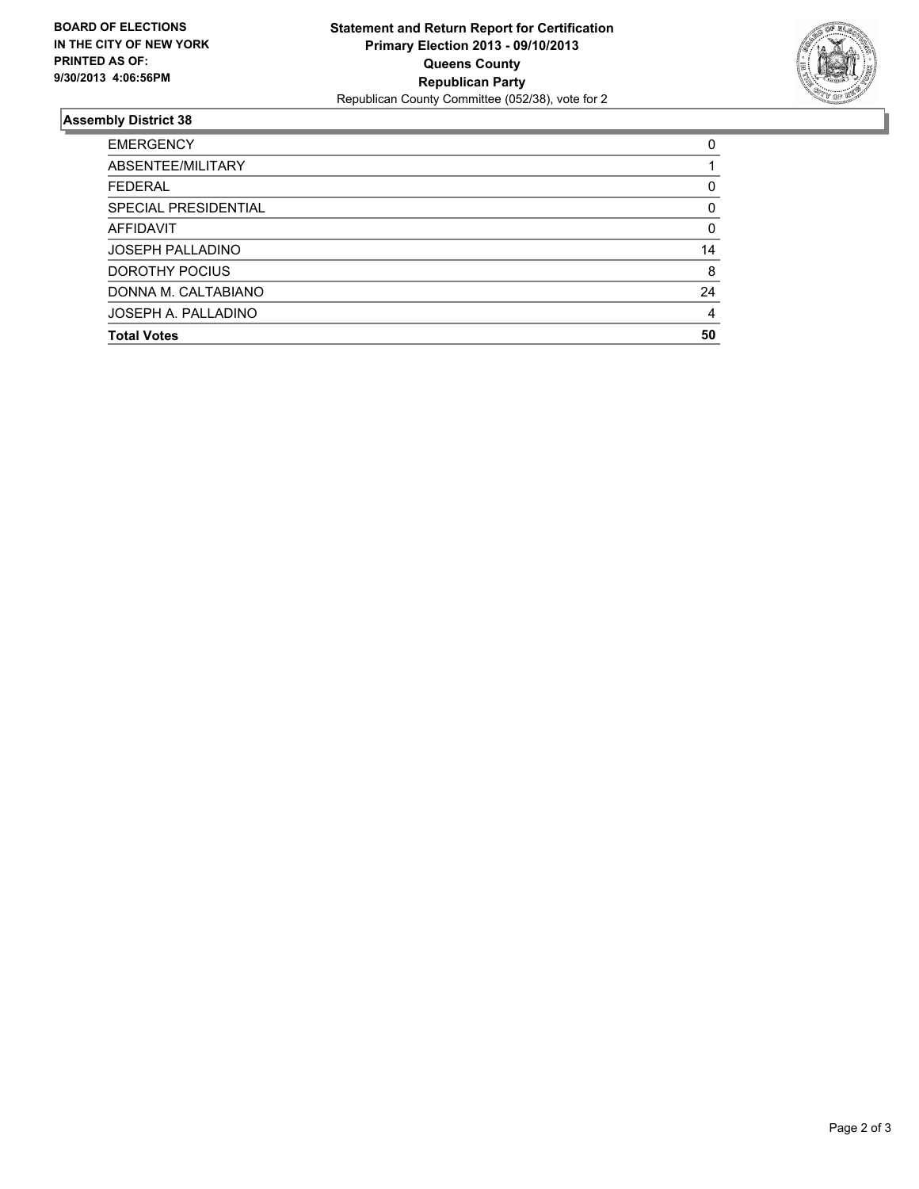**BOARD OF ELECTIONS IN THE CITY OF NEW YORK PRINTED AS OF: 9/30/2013 4:06:56PM**

**Statement and Return Report for Certification**
**Primary Election 2013 - 09/10/2013**
**Queens County**
**Republican Party**
Republican County Committee (052/38), vote for 2

## Assembly District 38

| | |
|---|---|
| EMERGENCY | 0 |
| ABSENTEE/MILITARY | 1 |
| FEDERAL | 0 |
| SPECIAL PRESIDENTIAL | 0 |
| AFFIDAVIT | 0 |
| JOSEPH PALLADINO | 14 |
| DOROTHY POCIUS | 8 |
| DONNA M. CALTABIANO | 24 |
| JOSEPH A. PALLADINO | 4 |
| **Total Votes** | **50** |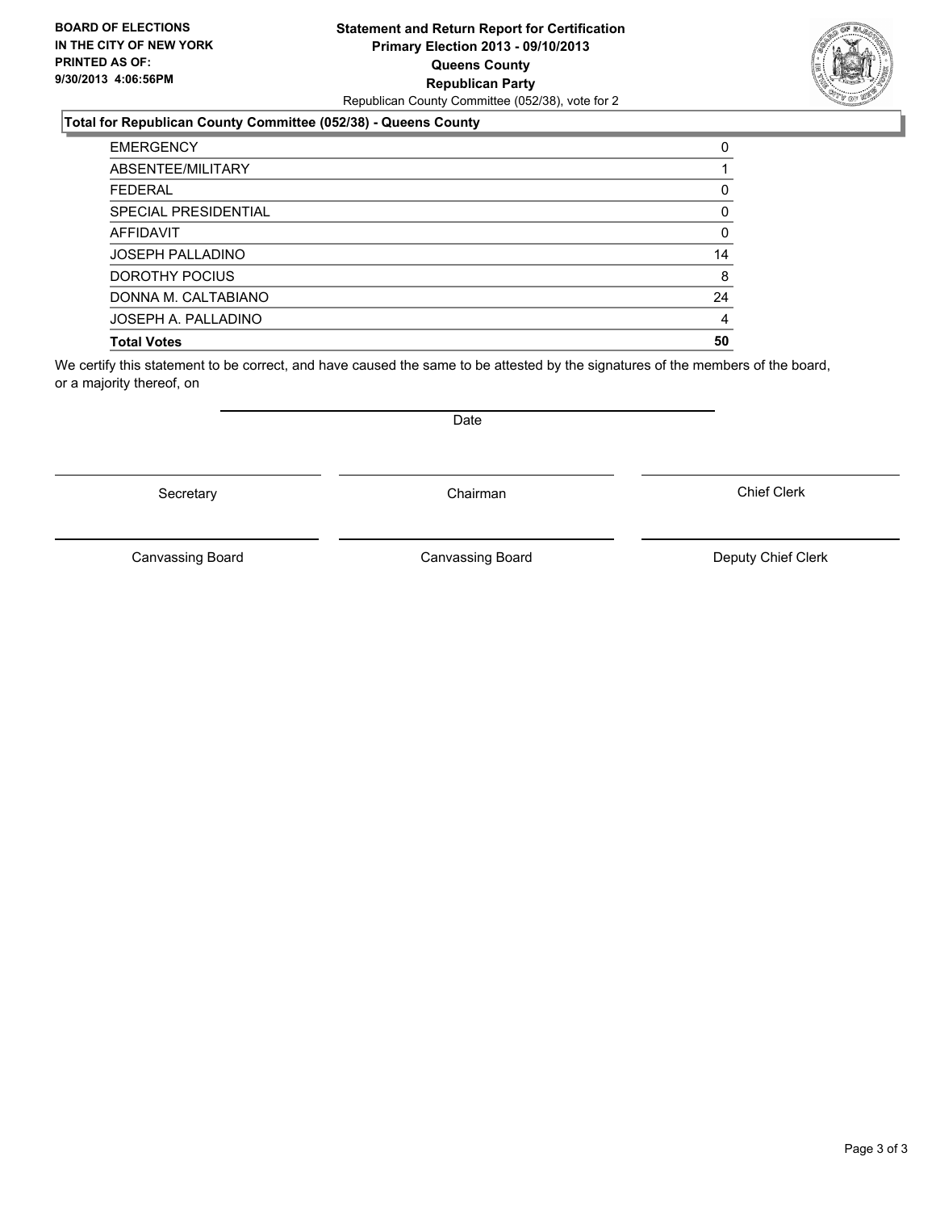**BOARD OF ELECTIONS**
**IN THE CITY OF NEW YORK**
**PRINTED AS OF:**
**9/30/2013 4:06:56PM**

**Statement and Return Report for Certification**
**Primary Election 2013 - 09/10/2013**
**Queens County**
**Republican Party**
Republican County Committee (052/38), vote for 2

### Total for Republican County Committee (052/38) - Queens County

| | |
|---|---|
| EMERGENCY | 0 |
| ABSENTEE/MILITARY | 1 |
| FEDERAL | 0 |
| SPECIAL PRESIDENTIAL | 0 |
| AFFIDAVIT | 0 |
| JOSEPH PALLADINO | 14 |
| DOROTHY POCIUS | 8 |
| DONNA M. CALTABIANO | 24 |
| JOSEPH A. PALLADINO | 4 |
| **Total Votes** | **50** |

We certify this statement to be correct, and have caused the same to be attested by the signatures of the members of the board, or a majority thereof, on

Date

Secretary | Chairman | Chief Clerk

Canvassing Board | Canvassing Board | Deputy Chief Clerk